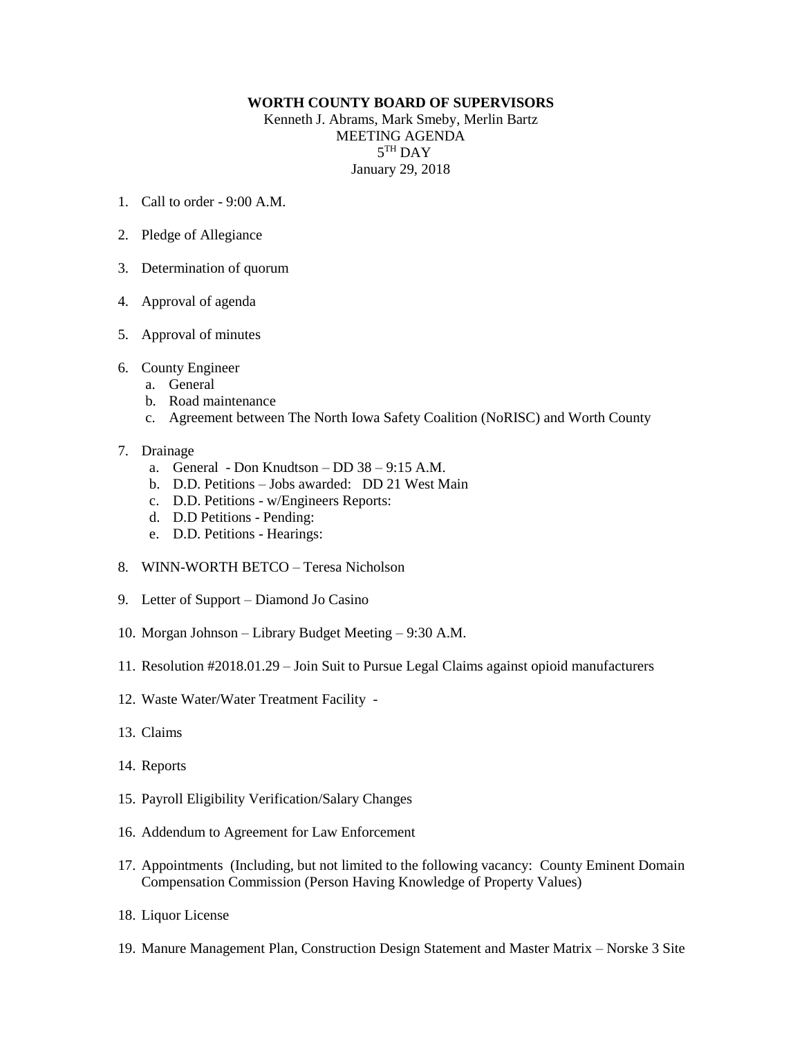**WORTH COUNTY BOARD OF SUPERVISORS**

Kenneth J. Abrams, Mark Smeby, Merlin Bartz

MEETING AGENDA

5TH DAY

January 29, 2018

1. Call to order - 9:00 A.M.
2. Pledge of Allegiance
3. Determination of quorum
4. Approval of agenda
5. Approval of minutes
6. County Engineer
   a. General
   b. Road maintenance
   c. Agreement between The North Iowa Safety Coalition (NoRISC) and Worth County
7. Drainage
   a. General - Don Knudtson – DD 38 – 9:15 A.M.
   b. D.D. Petitions – Jobs awarded: DD 21 West Main
   c. D.D. Petitions - w/Engineers Reports:
   d. D.D Petitions - Pending:
   e. D.D. Petitions - Hearings:
8. WINN-WORTH BETCO – Teresa Nicholson
9. Letter of Support – Diamond Jo Casino
10. Morgan Johnson – Library Budget Meeting – 9:30 A.M.
11. Resolution #2018.01.29 – Join Suit to Pursue Legal Claims against opioid manufacturers
12. Waste Water/Water Treatment Facility -
13. Claims
14. Reports
15. Payroll Eligibility Verification/Salary Changes
16. Addendum to Agreement for Law Enforcement
17. Appointments (Including, but not limited to the following vacancy: County Eminent Domain Compensation Commission (Person Having Knowledge of Property Values)
18. Liquor License
19. Manure Management Plan, Construction Design Statement and Master Matrix – Norske 3 Site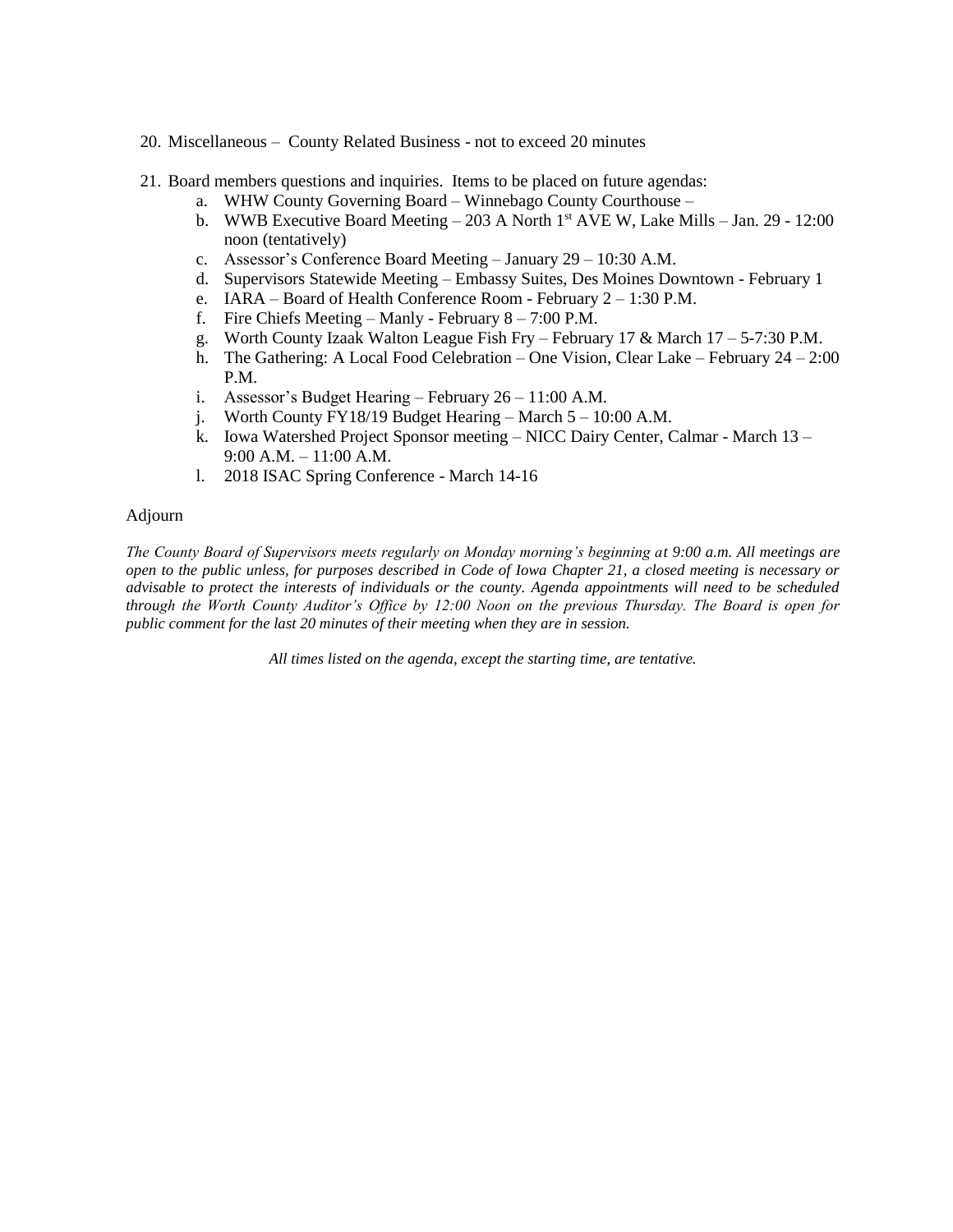20. Miscellaneous – County Related Business - not to exceed 20 minutes

21. Board members questions and inquiries. Items to be placed on future agendas:
    a. WHW County Governing Board – Winnebago County Courthouse –
    b. WWB Executive Board Meeting – 203 A North 1st AVE W, Lake Mills – Jan. 29 - 12:00 noon (tentatively)
    c. Assessor's Conference Board Meeting – January 29 – 10:30 A.M.
    d. Supervisors Statewide Meeting – Embassy Suites, Des Moines Downtown - February 1
    e. IARA – Board of Health Conference Room - February 2 – 1:30 P.M.
    f. Fire Chiefs Meeting – Manly - February 8 – 7:00 P.M.
    g. Worth County Izaak Walton League Fish Fry – February 17 & March 17 – 5-7:30 P.M.
    h. The Gathering: A Local Food Celebration – One Vision, Clear Lake – February 24 – 2:00 P.M.
    i. Assessor's Budget Hearing – February 26 – 11:00 A.M.
    j. Worth County FY18/19 Budget Hearing – March 5 – 10:00 A.M.
    k. Iowa Watershed Project Sponsor meeting – NICC Dairy Center, Calmar - March 13 – 9:00 A.M. – 11:00 A.M.
    l. 2018 ISAC Spring Conference - March 14-16

Adjourn

*The County Board of Supervisors meets regularly on Monday morning's beginning at 9:00 a.m. All meetings are open to the public unless, for purposes described in Code of Iowa Chapter 21, a closed meeting is necessary or advisable to protect the interests of individuals or the county. Agenda appointments will need to be scheduled through the Worth County Auditor's Office by 12:00 Noon on the previous Thursday. The Board is open for public comment for the last 20 minutes of their meeting when they are in session.*

*All times listed on the agenda, except the starting time, are tentative.*